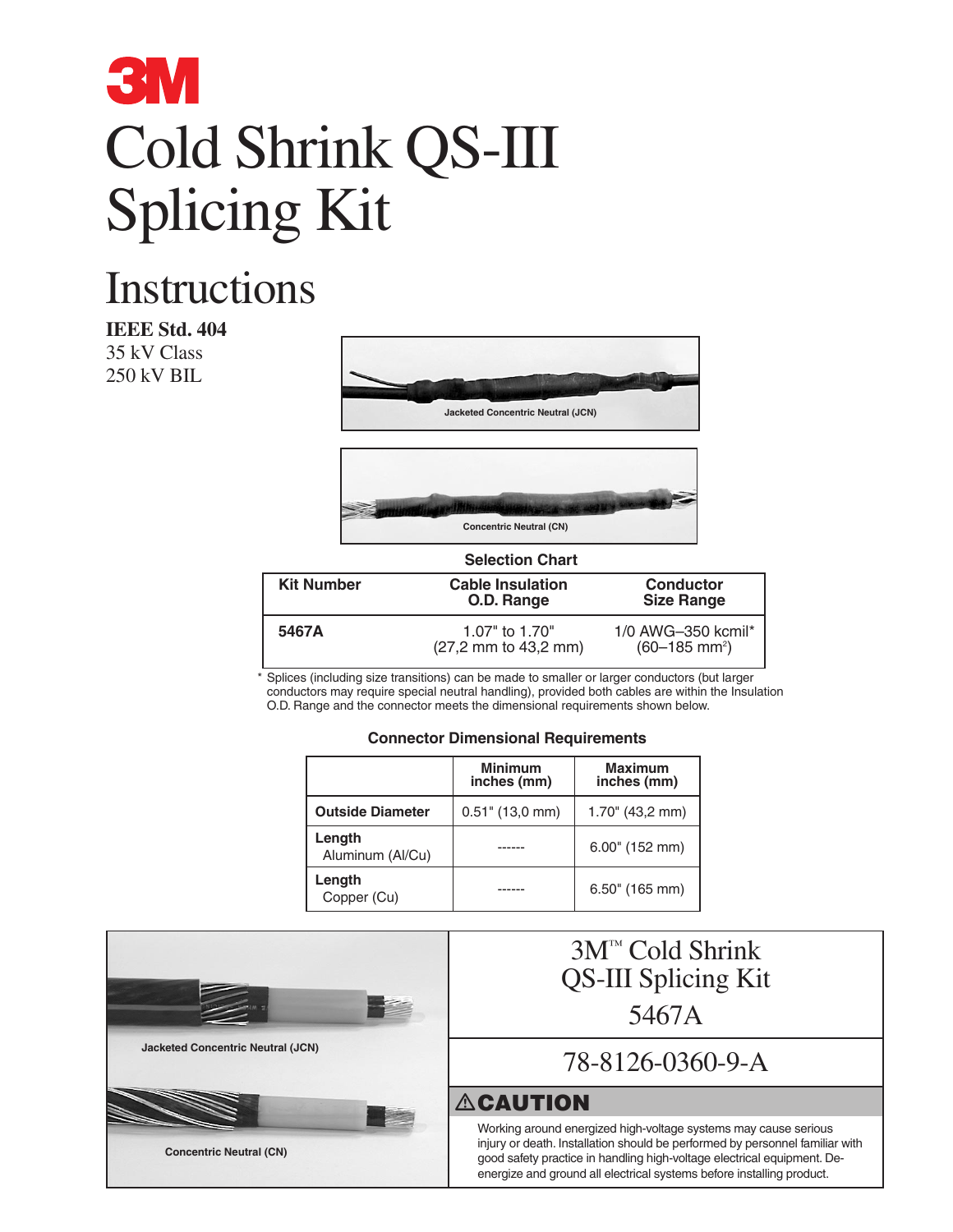# 3M

# Cold Shrink QS-III Splicing Kit

## Instructions

**IEEE Std. 404**
35 kV Class
250 kV BIL

Jacketed Concentric Neutral (JCN)

Concentric Neutral (CN)

**Selection Chart**

| Kit Number | Cable Insulation O.D. Range | Conductor Size Range |
|---|---|---|
| **5467A** | 1.07" to 1.70" (27,2 mm to 43,2 mm) | 1/0 AWG–350 kcmil* (60–185 mm$^2$) |

\* Splices (including size transitions) can be made to smaller or larger conductors (but larger conductors may require special neutral handling), provided both cables are within the Insulation O.D. Range and the connector meets the dimensional requirements shown below.

**Connector Dimensional Requirements**

| | Minimum inches (mm) | Maximum inches (mm) |
|---|---|---|
| **Outside Diameter** | 0.51" (13,0 mm) | 1.70" (43,2 mm) |
| **Length** Aluminum (Al/Cu) | ------ | 6.00" (152 mm) |
| **Length** Copper (Cu) | ------ | 6.50" (165 mm) |

Jacketed Concentric Neutral (JCN)

Concentric Neutral (CN)

3M™ Cold Shrink QS-III Splicing Kit 5467A

78-8126-0360-9-A

**⚠CAUTION**

Working around energized high-voltage systems may cause serious injury or death. Installation should be performed by personnel familiar with good safety practice in handling high-voltage electrical equipment. De-energize and ground all electrical systems before installing product.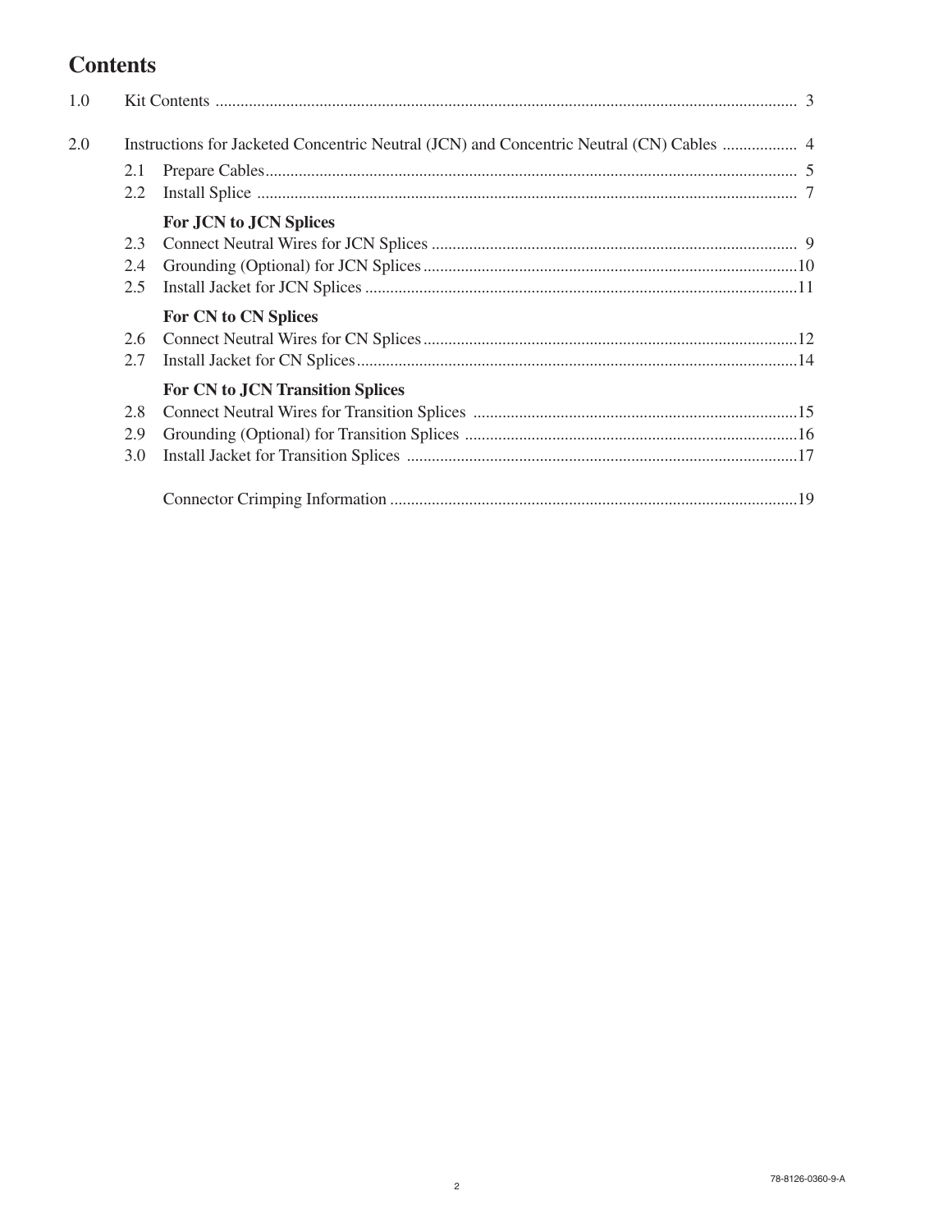# Contents

| | | | |
|---|---|---|---|
| 1.0 | Kit Contents | | 3 |
| 2.0 | Instructions for Jacketed Concentric Neutral (JCN) and Concentric Neutral (CN) Cables | | 4 |
| | 2.1 | Prepare Cables | 5 |
| | 2.2 | Install Splice | 7 |
| | | **For JCN to JCN Splices** | |
| | 2.3 | Connect Neutral Wires for JCN Splices | 9 |
| | 2.4 | Grounding (Optional) for JCN Splices | 10 |
| | 2.5 | Install Jacket for JCN Splices | 11 |
| | | **For CN to CN Splices** | |
| | 2.6 | Connect Neutral Wires for CN Splices | 12 |
| | 2.7 | Install Jacket for CN Splices | 14 |
| | | **For CN to JCN Transition Splices** | |
| | 2.8 | Connect Neutral Wires for Transition Splices | 15 |
| | 2.9 | Grounding (Optional) for Transition Splices | 16 |
| | 3.0 | Install Jacket for Transition Splices | 17 |
| | | Connector Crimping Information | 19 |

78-8126-0360-9-A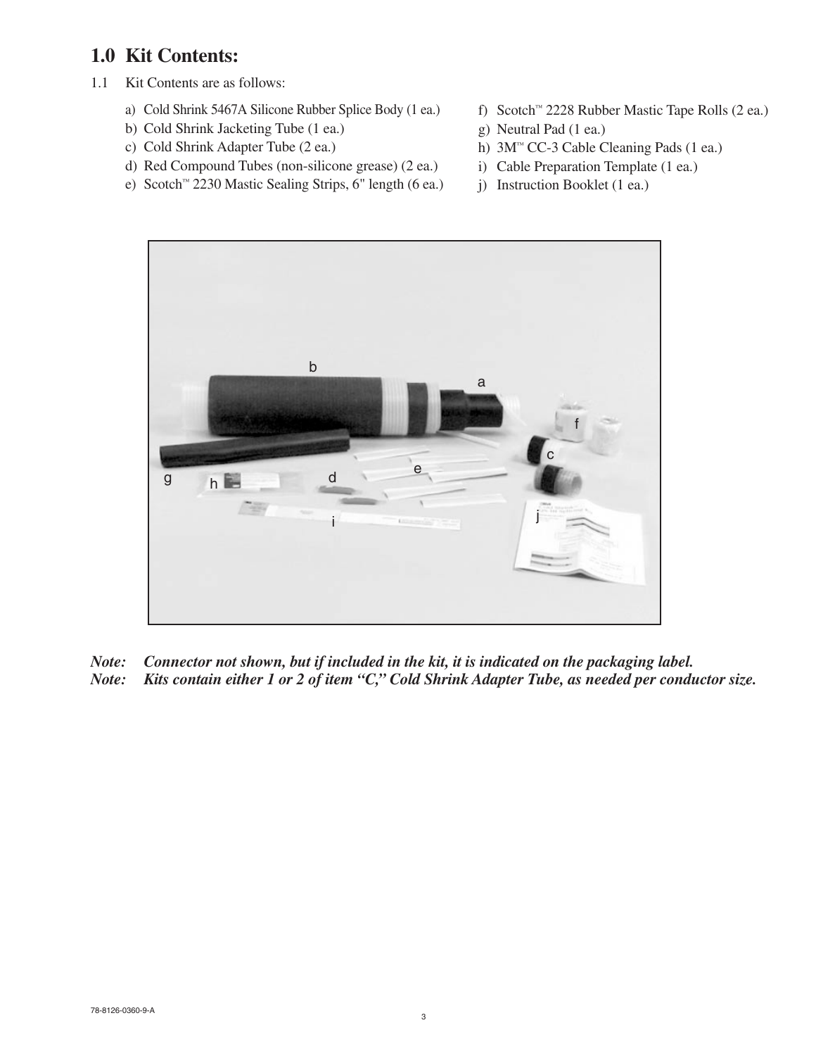# 1.0 Kit Contents:

1.1 Kit Contents are as follows:

a) Cold Shrink 5467A Silicone Rubber Splice Body (1 ea.)
b) Cold Shrink Jacketing Tube (1 ea.)
c) Cold Shrink Adapter Tube (2 ea.)
d) Red Compound Tubes (non-silicone grease) (2 ea.)
e) Scotch™ 2230 Mastic Sealing Strips, 6" length (6 ea.)
f) Scotch™ 2228 Rubber Mastic Tape Rolls (2 ea.)
g) Neutral Pad (1 ea.)
h) 3M™ CC-3 Cable Cleaning Pads (1 ea.)
i) Cable Preparation Template (1 ea.)
j) Instruction Booklet (1 ea.)

***Note: Connector not shown, but if included in the kit, it is indicated on the packaging label.***

***Note: Kits contain either 1 or 2 of item "C," Cold Shrink Adapter Tube, as needed per conductor size.***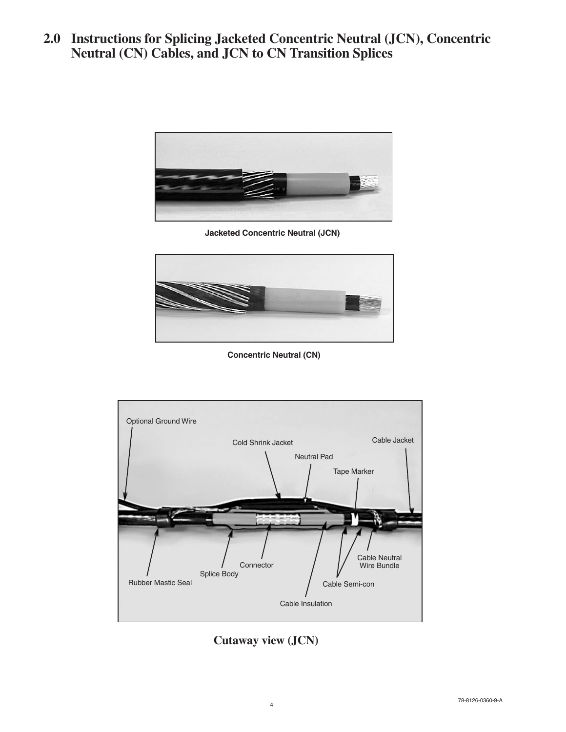## 2.0 Instructions for Splicing Jacketed Concentric Neutral (JCN), Concentric Neutral (CN) Cables, and JCN to CN Transition Splices

**Jacketed Concentric Neutral (JCN)**

**Concentric Neutral (CN)**

Optional Ground Wire

Cold Shrink Jacket

Cable Jacket

Neutral Pad

Tape Marker

Cable Neutral Wire Bundle

Connector

Splice Body

Rubber Mastic Seal

Cable Semi-con

Cable Insulation

**Cutaway view (JCN)**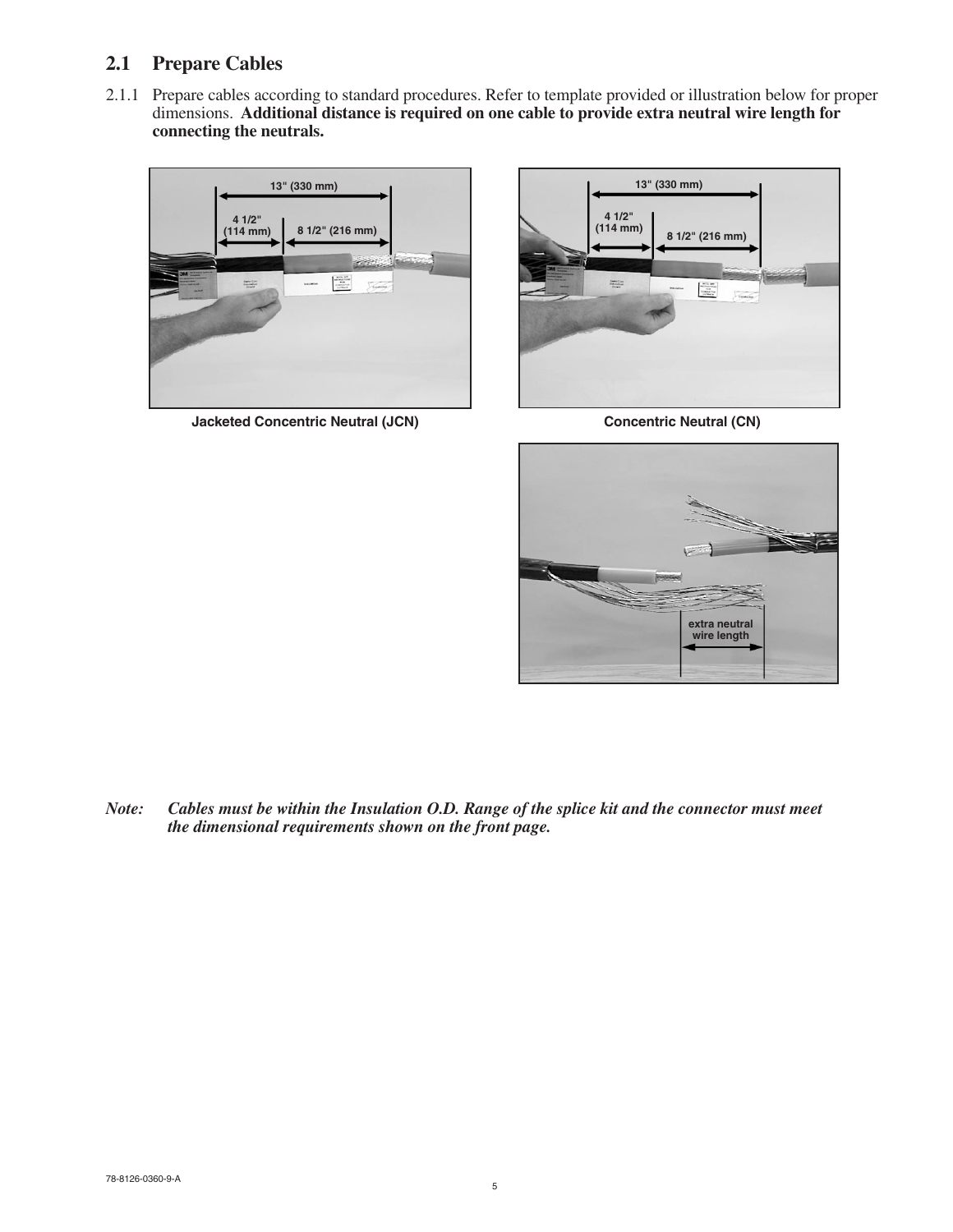## 2.1 Prepare Cables

2.1.1 Prepare cables according to standard procedures. Refer to template provided or illustration below for proper dimensions. **Additional distance is required on one cable to provide extra neutral wire length for connecting the neutrals.**

13" (330 mm)

4 1/2" (114 mm)

8 1/2" (216 mm)

**Jacketed Concentric Neutral (JCN)**

13" (330 mm)

4 1/2" (114 mm)

8 1/2" (216 mm)

**Concentric Neutral (CN)**

extra neutral wire length

***Note:*** ***Cables must be within the Insulation O.D. Range of the splice kit and the connector must meet the dimensional requirements shown on the front page.***

78-8126-0360-9-A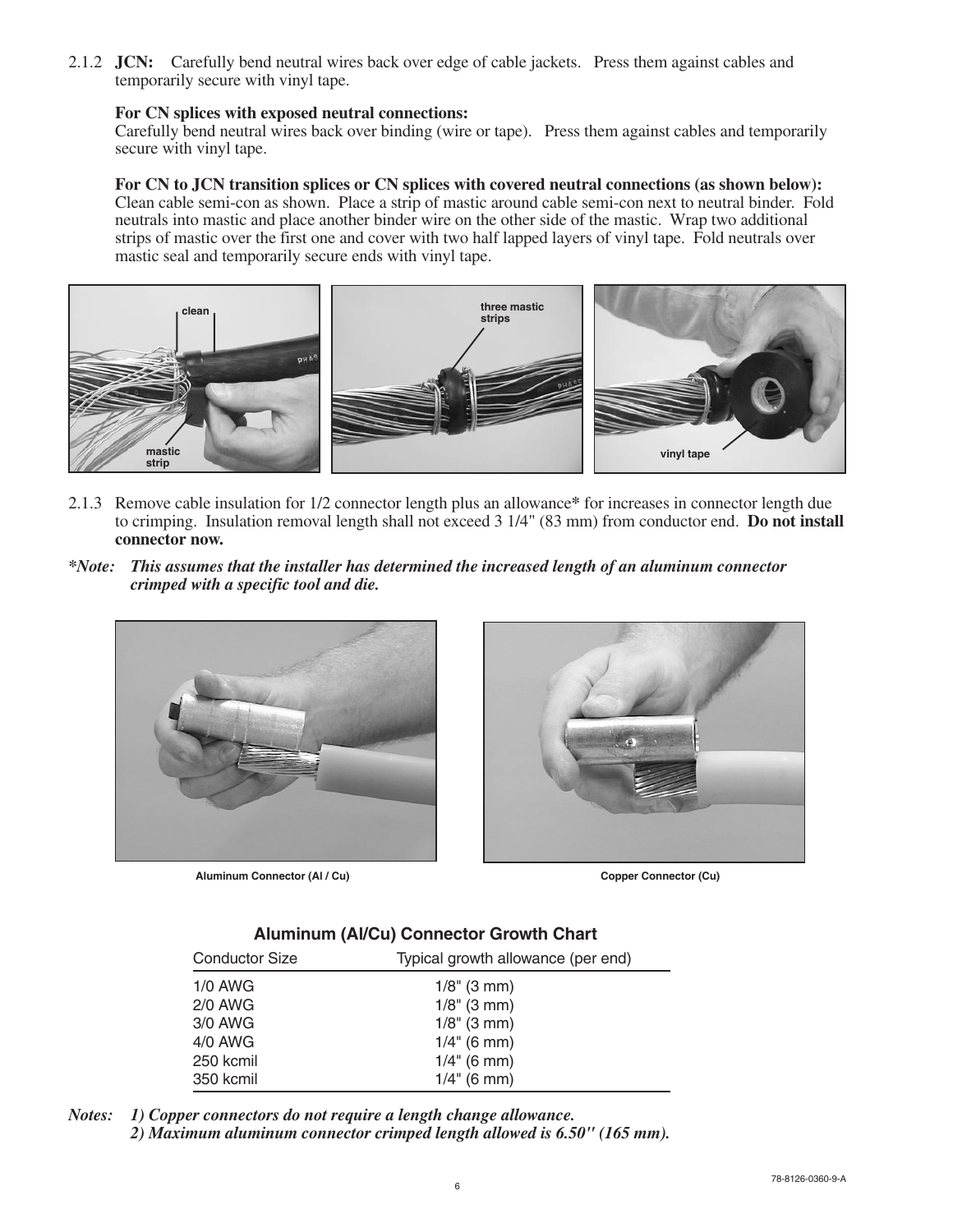2.1.2 **JCN:** Carefully bend neutral wires back over edge of cable jackets. Press them against cables and temporarily secure with vinyl tape.

**For CN splices with exposed neutral connections:**
Carefully bend neutral wires back over binding (wire or tape). Press them against cables and temporarily secure with vinyl tape.

**For CN to JCN transition splices or CN splices with covered neutral connections (as shown below):**
Clean cable semi-con as shown. Place a strip of mastic around cable semi-con next to neutral binder. Fold neutrals into mastic and place another binder wire on the other side of the mastic. Wrap two additional strips of mastic over the first one and cover with two half lapped layers of vinyl tape. Fold neutrals over mastic seal and temporarily secure ends with vinyl tape.

clean

mastic strip

three mastic strips

vinyl tape

2.1.3 Remove cable insulation for 1/2 connector length plus an allowance* for increases in connector length due to crimping. Insulation removal length shall not exceed 3 1/4" (83 mm) from conductor end. **Do not install connector now.**

***Note:** ***This assumes that the installer has determined the increased length of an aluminum connector crimped with a specific tool and die.***

Aluminum Connector (Al / Cu)

Copper Connector (Cu)

**Aluminum (Al/Cu) Connector Growth Chart**

| Conductor Size | Typical growth allowance (per end) |
|---|---|
| 1/0 AWG | 1/8" (3 mm) |
| 2/0 AWG | 1/8" (3 mm) |
| 3/0 AWG | 1/8" (3 mm) |
| 4/0 AWG | 1/4" (6 mm) |
| 250 kcmil | 1/4" (6 mm) |
| 350 kcmil | 1/4" (6 mm) |

***Notes: 1) Copper connectors do not require a length change allowance.***
***2) Maximum aluminum connector crimped length allowed is 6.50" (165 mm).***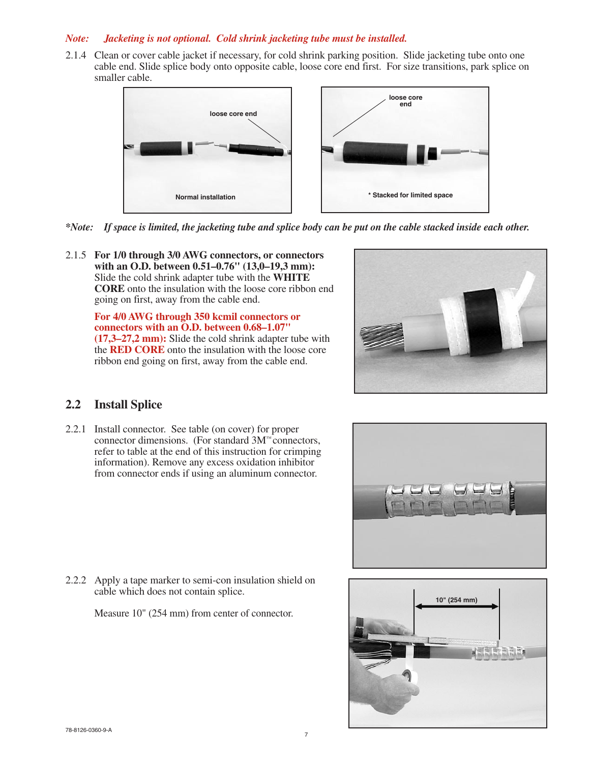*Note: Jacketing is not optional. Cold shrink jacketing tube must be installed.*

2.1.4 Clean or cover cable jacket if necessary, for cold shrink parking position. Slide jacketing tube onto one cable end. Slide splice body onto opposite cable, loose core end first. For size transitions, park splice on smaller cable.

loose core end

Normal installation

loose core end

* Stacked for limited space

*\*Note: If space is limited, the jacketing tube and splice body can be put on the cable stacked inside each other.*

2.1.5 **For 1/0 through 3/0 AWG connectors, or connectors with an O.D. between 0.51–0.76" (13,0–19,3 mm):** Slide the cold shrink adapter tube with the **WHITE CORE** onto the insulation with the loose core ribbon end going on first, away from the cable end.

**For 4/0 AWG through 350 kcmil connectors or connectors with an O.D. between 0.68–1.07" (17,3–27,2 mm):** Slide the cold shrink adapter tube with the **RED CORE** onto the insulation with the loose core ribbon end going on first, away from the cable end.

## 2.2 Install Splice

2.2.1 Install connector. See table (on cover) for proper connector dimensions. (For standard 3M™ connectors, refer to table at the end of this instruction for crimping information). Remove any excess oxidation inhibitor from connector ends if using an aluminum connector.

2.2.2 Apply a tape marker to semi-con insulation shield on cable which does not contain splice.

Measure 10" (254 mm) from center of connector.

10" (254 mm)

78-8126-0360-9-A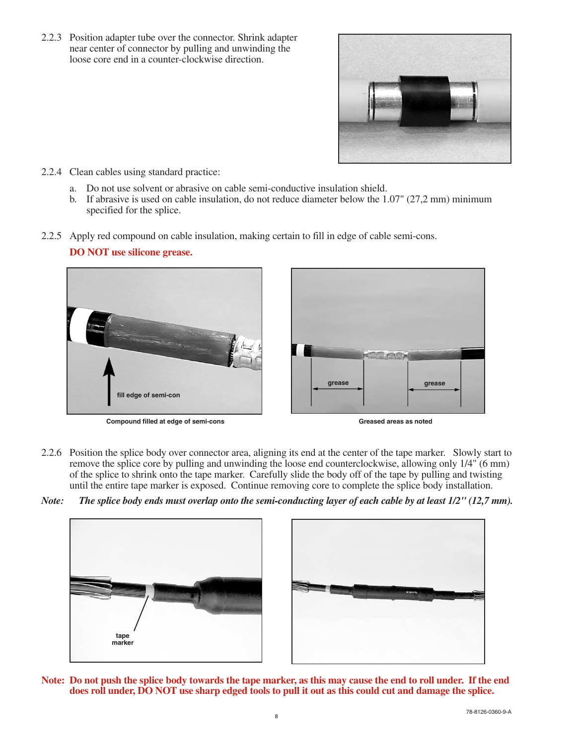2.2.3 Position adapter tube over the connector. Shrink adapter near center of connector by pulling and unwinding the loose core end in a counter-clockwise direction.

2.2.4 Clean cables using standard practice:

a. Do not use solvent or abrasive on cable semi-conductive insulation shield.
b. If abrasive is used on cable insulation, do not reduce diameter below the 1.07" (27,2 mm) minimum specified for the splice.

2.2.5 Apply red compound on cable insulation, making certain to fill in edge of cable semi-cons.

**DO NOT use silicone grease.**

fill edge of semi-con

**Compound filled at edge of semi-cons**

grease grease

**Greased areas as noted**

2.2.6 Position the splice body over connector area, aligning its end at the center of the tape marker. Slowly start to remove the splice core by pulling and unwinding the loose end counterclockwise, allowing only 1/4" (6 mm) of the splice to shrink onto the tape marker. Carefully slide the body off of the tape by pulling and twisting until the entire tape marker is exposed. Continue removing core to complete the splice body installation.

*Note:* ***The splice body ends must overlap onto the semi-conducting layer of each cable by at least 1/2" (12,7 mm).***

tape marker

**Note: Do not push the splice body towards the tape marker, as this may cause the end to roll under. If the end does roll under, DO NOT use sharp edged tools to pull it out as this could cut and damage the splice.**

78-8126-0360-9-A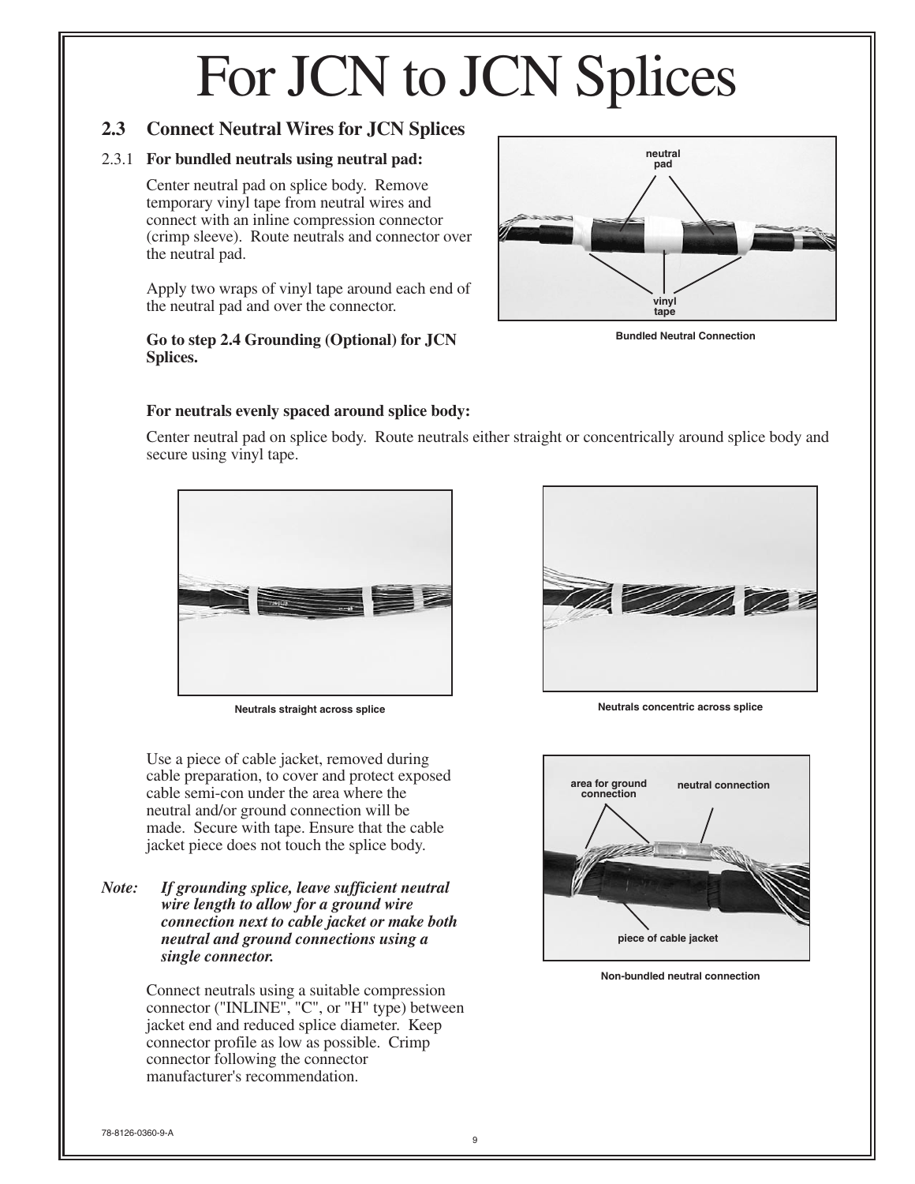# For JCN to JCN Splices

## 2.3 Connect Neutral Wires for JCN Splices

2.3.1 **For bundled neutrals using neutral pad:**

Center neutral pad on splice body. Remove temporary vinyl tape from neutral wires and connect with an inline compression connector (crimp sleeve). Route neutrals and connector over the neutral pad.

Apply two wraps of vinyl tape around each end of the neutral pad and over the connector.

**Go to step 2.4 Grounding (Optional) for JCN Splices.**

neutral pad

vinyl tape

Bundled Neutral Connection

**For neutrals evenly spaced around splice body:**

Center neutral pad on splice body. Route neutrals either straight or concentrically around splice body and secure using vinyl tape.

Neutrals straight across splice

Neutrals concentric across splice

Use a piece of cable jacket, removed during cable preparation, to cover and protect exposed cable semi-con under the area where the neutral and/or ground connection will be made. Secure with tape. Ensure that the cable jacket piece does not touch the splice body.

*Note: If grounding splice, leave sufficient neutral wire length to allow for a ground wire connection next to cable jacket or make both neutral and ground connections using a single connector.*

Connect neutrals using a suitable compression connector ("INLINE", "C", or "H" type) between jacket end and reduced splice diameter. Keep connector profile as low as possible. Crimp connector following the connector manufacturer's recommendation.

area for ground connection

neutral connection

piece of cable jacket

Non-bundled neutral connection

78-8126-0360-9-A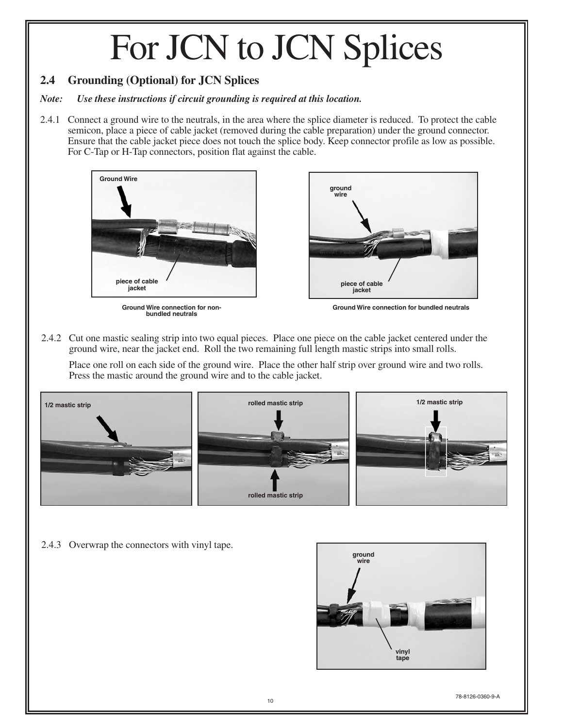# For JCN to JCN Splices

## 2.4 Grounding (Optional) for JCN Splices

***Note: Use these instructions if circuit grounding is required at this location.***

2.4.1 Connect a ground wire to the neutrals, in the area where the splice diameter is reduced. To protect the cable semicon, place a piece of cable jacket (removed during the cable preparation) under the ground connector. Ensure that the cable jacket piece does not touch the splice body. Keep connector profile as low as possible. For C-Tap or H-Tap connectors, position flat against the cable.

Ground Wire connection for non-bundled neutrals

Ground Wire connection for bundled neutrals

2.4.2 Cut one mastic sealing strip into two equal pieces. Place one piece on the cable jacket centered under the ground wire, near the jacket end. Roll the two remaining full length mastic strips into small rolls.

Place one roll on each side of the ground wire. Place the other half strip over ground wire and two rolls. Press the mastic around the ground wire and to the cable jacket.

2.4.3 Overwrap the connectors with vinyl tape.

78-8126-0360-9-A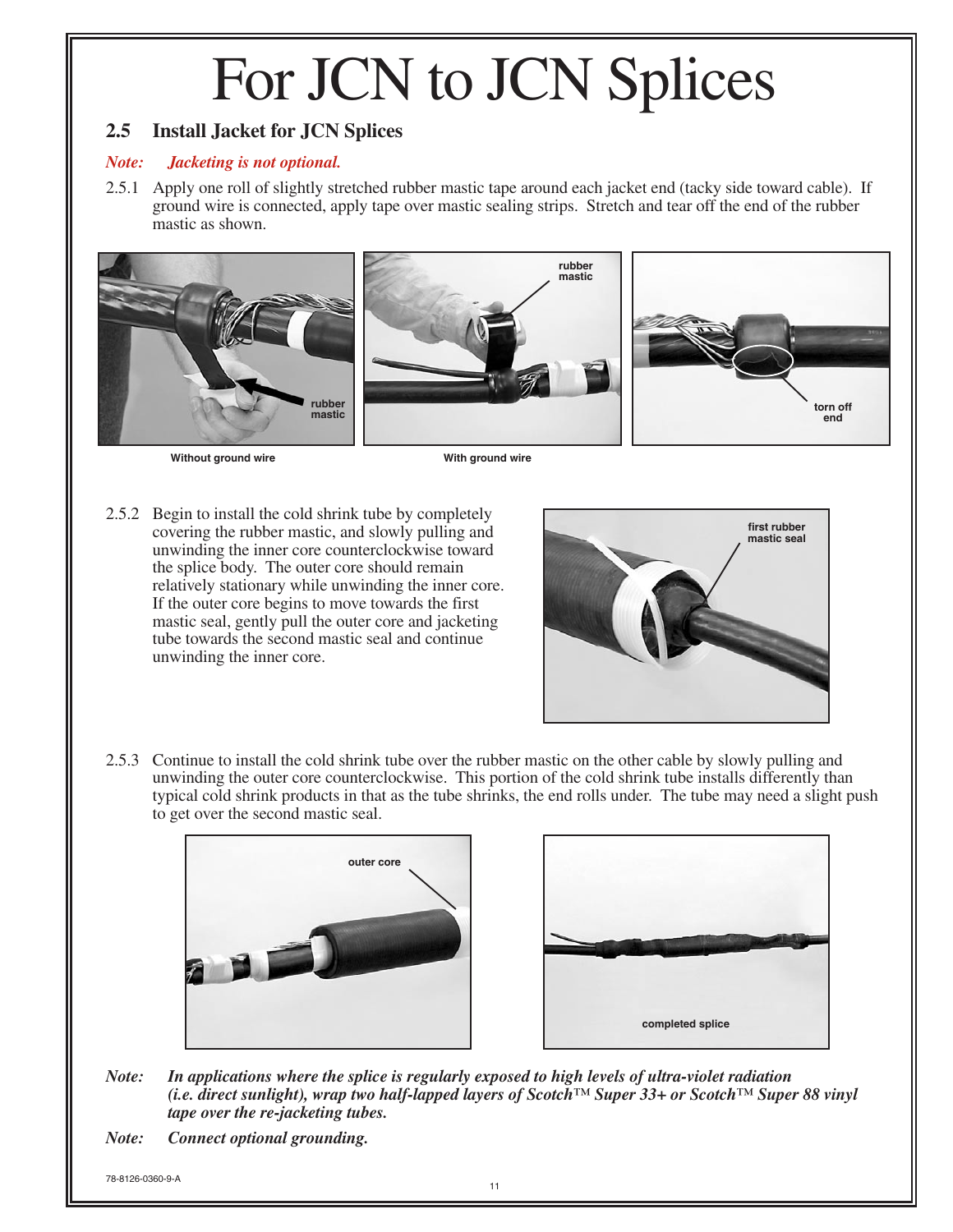# For JCN to JCN Splices

## 2.5 Install Jacket for JCN Splices

*Note: Jacketing is not optional.*

2.5.1 Apply one roll of slightly stretched rubber mastic tape around each jacket end (tacky side toward cable). If ground wire is connected, apply tape over mastic sealing strips. Stretch and tear off the end of the rubber mastic as shown.

rubber mastic — Without ground wire

rubber mastic — With ground wire

torn off end

2.5.2 Begin to install the cold shrink tube by completely covering the rubber mastic, and slowly pulling and unwinding the inner core counterclockwise toward the splice body. The outer core should remain relatively stationary while unwinding the inner core. If the outer core begins to move towards the first mastic seal, gently pull the outer core and jacketing tube towards the second mastic seal and continue unwinding the inner core.

first rubber mastic seal

2.5.3 Continue to install the cold shrink tube over the rubber mastic on the other cable by slowly pulling and unwinding the outer core counterclockwise. This portion of the cold shrink tube installs differently than typical cold shrink products in that as the tube shrinks, the end rolls under. The tube may need a slight push to get over the second mastic seal.

outer core

completed splice

***Note:* In applications where the splice is regularly exposed to high levels of ultra-violet radiation (i.e. direct sunlight), wrap two half-lapped layers of Scotch™ Super 33+ or Scotch™ Super 88 vinyl tape over the re-jacketing tubes.**

***Note:* Connect optional grounding.**

78-8126-0360-9-A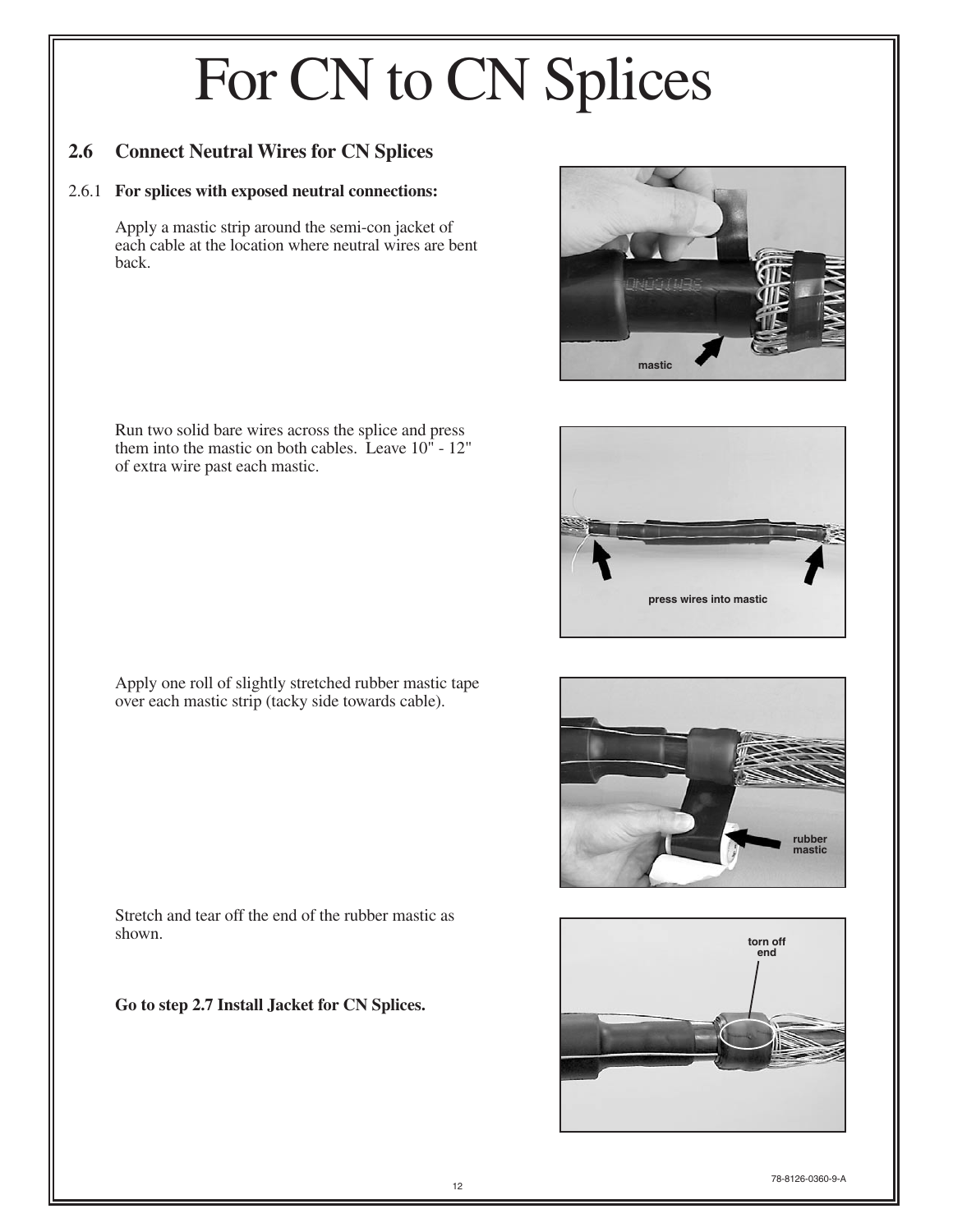# For CN to CN Splices

## 2.6 Connect Neutral Wires for CN Splices

2.6.1 **For splices with exposed neutral connections:**

Apply a mastic strip around the semi-con jacket of each cable at the location where neutral wires are bent back.

Run two solid bare wires across the splice and press them into the mastic on both cables. Leave 10" - 12" of extra wire past each mastic.

Apply one roll of slightly stretched rubber mastic tape over each mastic strip (tacky side towards cable).

Stretch and tear off the end of the rubber mastic as shown.

**Go to step 2.7 Install Jacket for CN Splices.**

78-8126-0360-9-A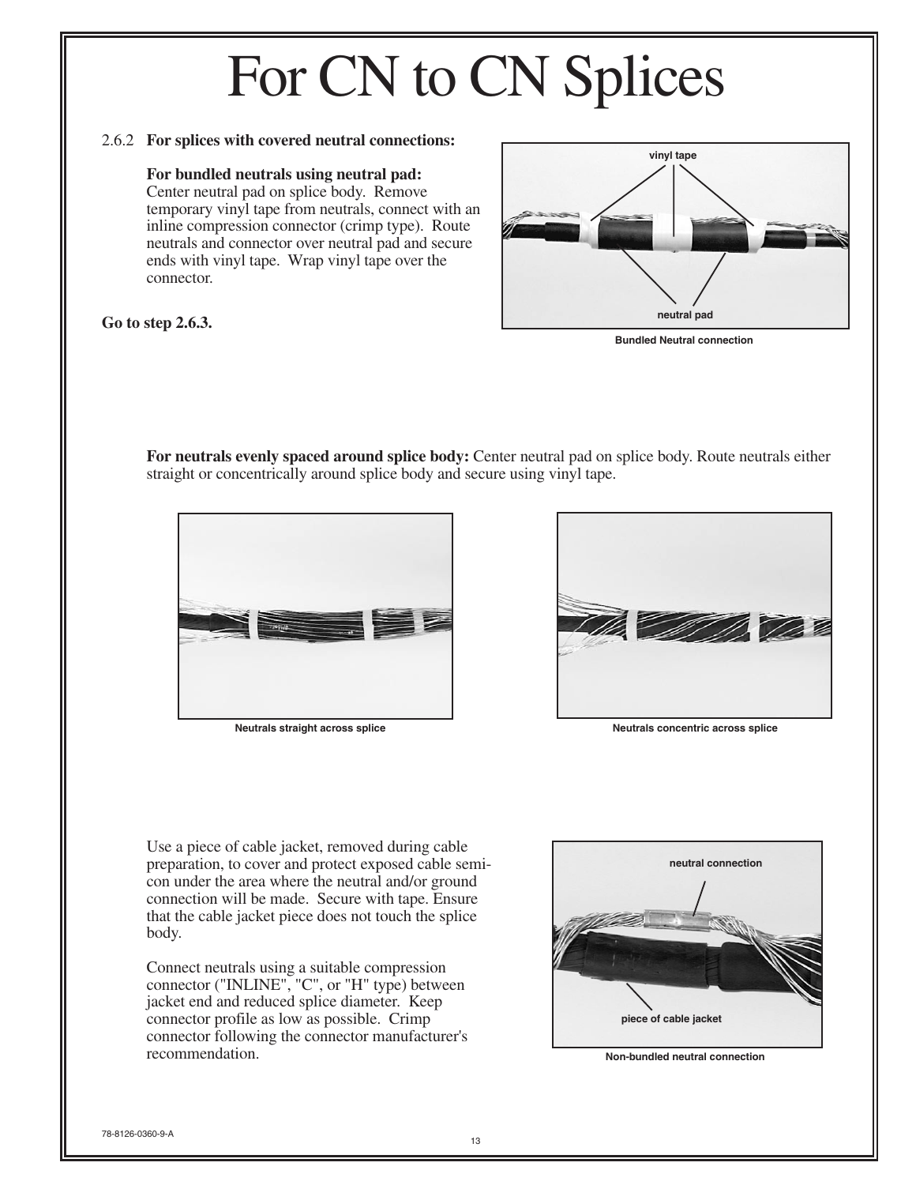# For CN to CN Splices

2.6.2 **For splices with covered neutral connections:**

**For bundled neutrals using neutral pad:** Center neutral pad on splice body. Remove temporary vinyl tape from neutrals, connect with an inline compression connector (crimp type). Route neutrals and connector over neutral pad and secure ends with vinyl tape. Wrap vinyl tape over the connector.

**Go to step 2.6.3.**

vinyl tape

neutral pad

Bundled Neutral connection

**For neutrals evenly spaced around splice body:** Center neutral pad on splice body. Route neutrals either straight or concentrically around splice body and secure using vinyl tape.

Neutrals straight across splice

Neutrals concentric across splice

Use a piece of cable jacket, removed during cable preparation, to cover and protect exposed cable semi-con under the area where the neutral and/or ground connection will be made. Secure with tape. Ensure that the cable jacket piece does not touch the splice body.

Connect neutrals using a suitable compression connector ("INLINE", "C", or "H" type) between jacket end and reduced splice diameter. Keep connector profile as low as possible. Crimp connector following the connector manufacturer's recommendation.

neutral connection

piece of cable jacket

Non-bundled neutral connection

78-8126-0360-9-A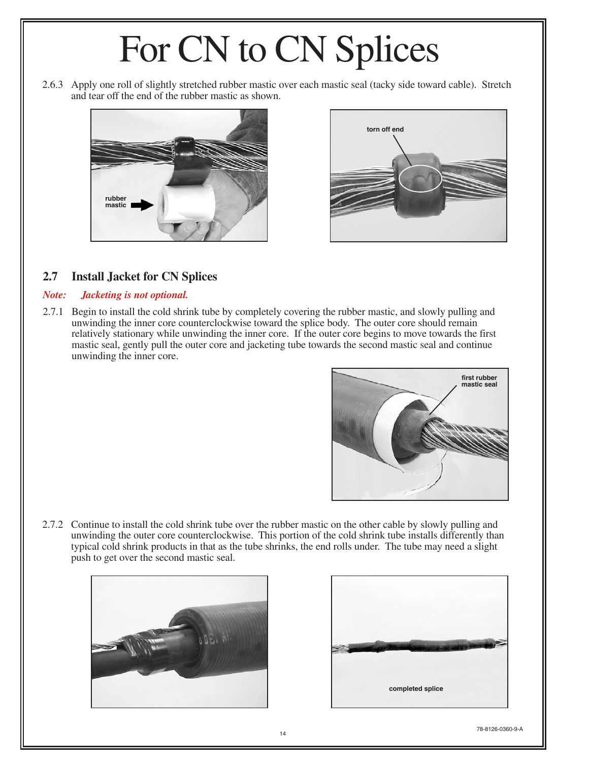# For CN to CN Splices

2.6.3 Apply one roll of slightly stretched rubber mastic over each mastic seal (tacky side toward cable). Stretch and tear off the end of the rubber mastic as shown.

## 2.7 Install Jacket for CN Splices

***Note: Jacketing is not optional.***

2.7.1 Begin to install the cold shrink tube by completely covering the rubber mastic, and slowly pulling and unwinding the inner core counterclockwise toward the splice body. The outer core should remain relatively stationary while unwinding the inner core. If the outer core begins to move towards the first mastic seal, gently pull the outer core and jacketing tube towards the second mastic seal and continue unwinding the inner core.

2.7.2 Continue to install the cold shrink tube over the rubber mastic on the other cable by slowly pulling and unwinding the outer core counterclockwise. This portion of the cold shrink tube installs differently than typical cold shrink products in that as the tube shrinks, the end rolls under. The tube may need a slight push to get over the second mastic seal.

78-8126-0360-9-A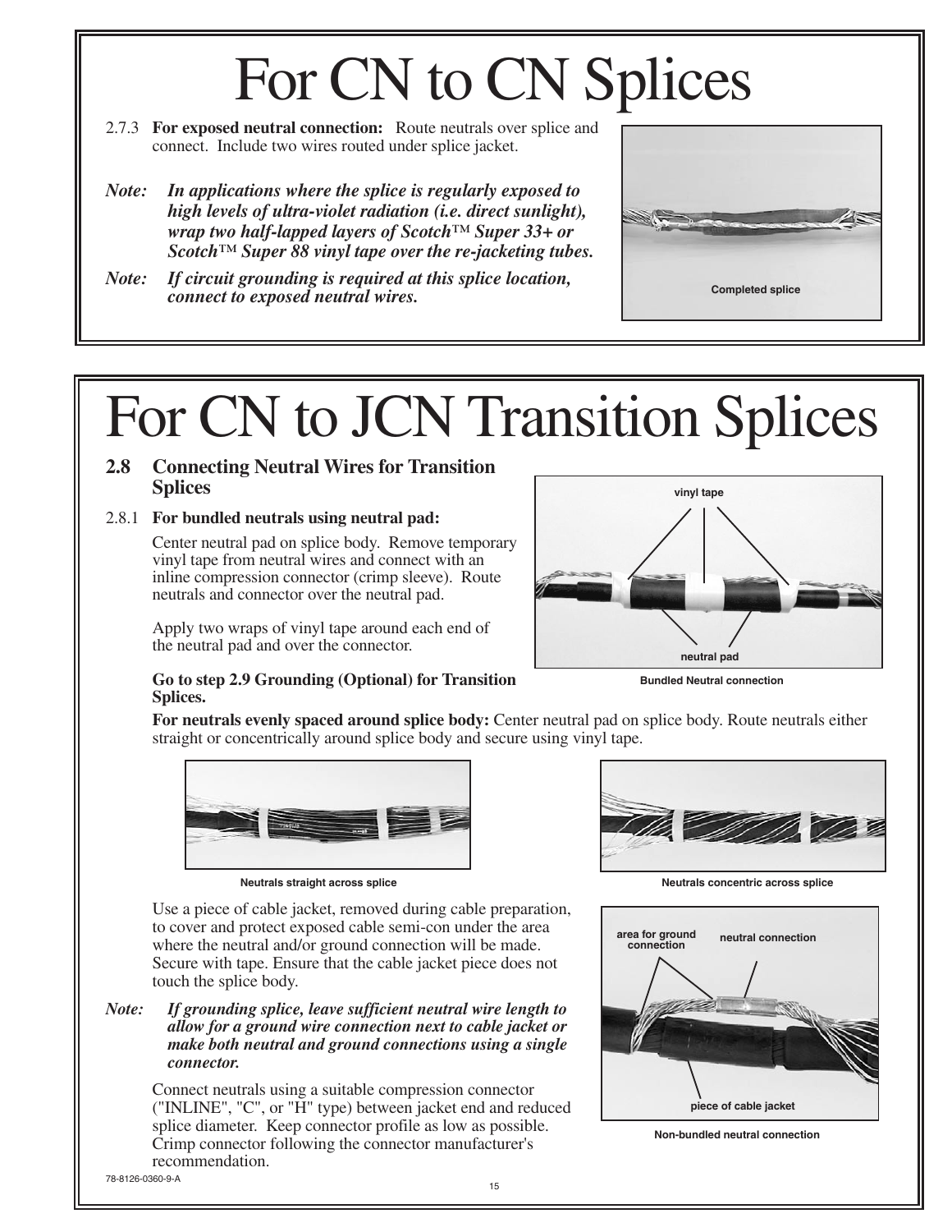# For CN to CN Splices

2.7.3 **For exposed neutral connection:** Route neutrals over splice and connect. Include two wires routed under splice jacket.

***Note:** In applications where the splice is regularly exposed to high levels of ultra-violet radiation (i.e. direct sunlight), wrap two half-lapped layers of Scotch™ Super 33+ or Scotch™ Super 88 vinyl tape over the re-jacketing tubes.*

***Note:** If circuit grounding is required at this splice location, connect to exposed neutral wires.*

Completed splice

# For CN to JCN Transition Splices

## 2.8 Connecting Neutral Wires for Transition Splices

2.8.1 **For bundled neutrals using neutral pad:**

Center neutral pad on splice body. Remove temporary vinyl tape from neutral wires and connect with an inline compression connector (crimp sleeve). Route neutrals and connector over the neutral pad.

Apply two wraps of vinyl tape around each end of the neutral pad and over the connector.

**Go to step 2.9 Grounding (Optional) for Transition Splices.**

vinyl tape

neutral pad

Bundled Neutral connection

**For neutrals evenly spaced around splice body:** Center neutral pad on splice body. Route neutrals either straight or concentrically around splice body and secure using vinyl tape.

Neutrals straight across splice

Neutrals concentric across splice

Use a piece of cable jacket, removed during cable preparation, to cover and protect exposed cable semi-con under the area where the neutral and/or ground connection will be made. Secure with tape. Ensure that the cable jacket piece does not touch the splice body.

***Note:** If grounding splice, leave sufficient neutral wire length to allow for a ground wire connection next to cable jacket or make both neutral and ground connections using a single connector.*

Connect neutrals using a suitable compression connector ("INLINE", "C", or "H" type) between jacket end and reduced splice diameter. Keep connector profile as low as possible. Crimp connector following the connector manufacturer's recommendation.

area for ground connection

neutral connection

piece of cable jacket

Non-bundled neutral connection

78-8126-0360-9-A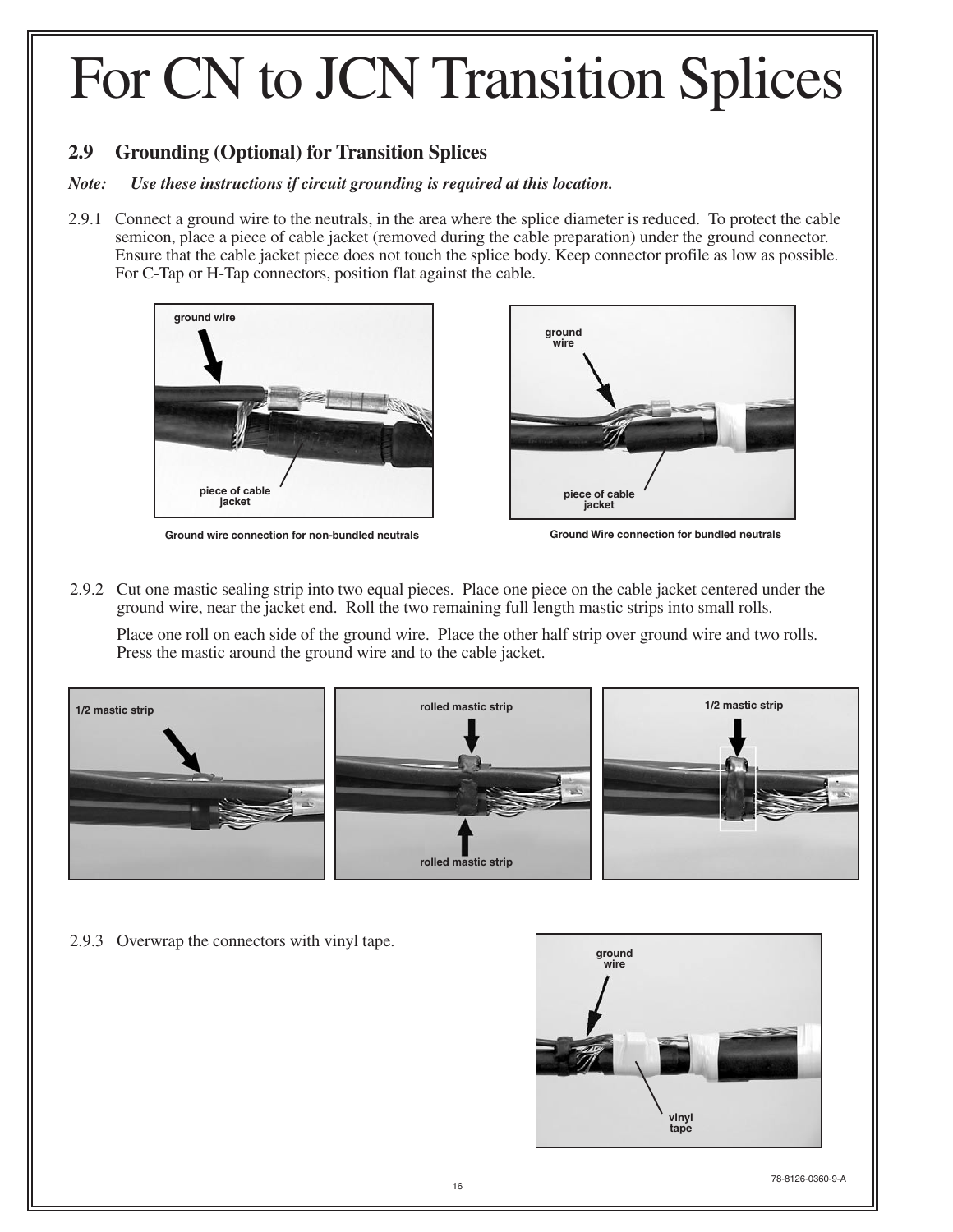# For CN to JCN Transition Splices

## 2.9 Grounding (Optional) for Transition Splices

***Note:*** ***Use these instructions if circuit grounding is required at this location.***

2.9.1 Connect a ground wire to the neutrals, in the area where the splice diameter is reduced. To protect the cable semicon, place a piece of cable jacket (removed during the cable preparation) under the ground connector. Ensure that the cable jacket piece does not touch the splice body. Keep connector profile as low as possible. For C-Tap or H-Tap connectors, position flat against the cable.

Ground wire connection for non-bundled neutrals

Ground Wire connection for bundled neutrals

2.9.2 Cut one mastic sealing strip into two equal pieces. Place one piece on the cable jacket centered under the ground wire, near the jacket end. Roll the two remaining full length mastic strips into small rolls.

Place one roll on each side of the ground wire. Place the other half strip over ground wire and two rolls. Press the mastic around the ground wire and to the cable jacket.

2.9.3 Overwrap the connectors with vinyl tape.

78-8126-0360-9-A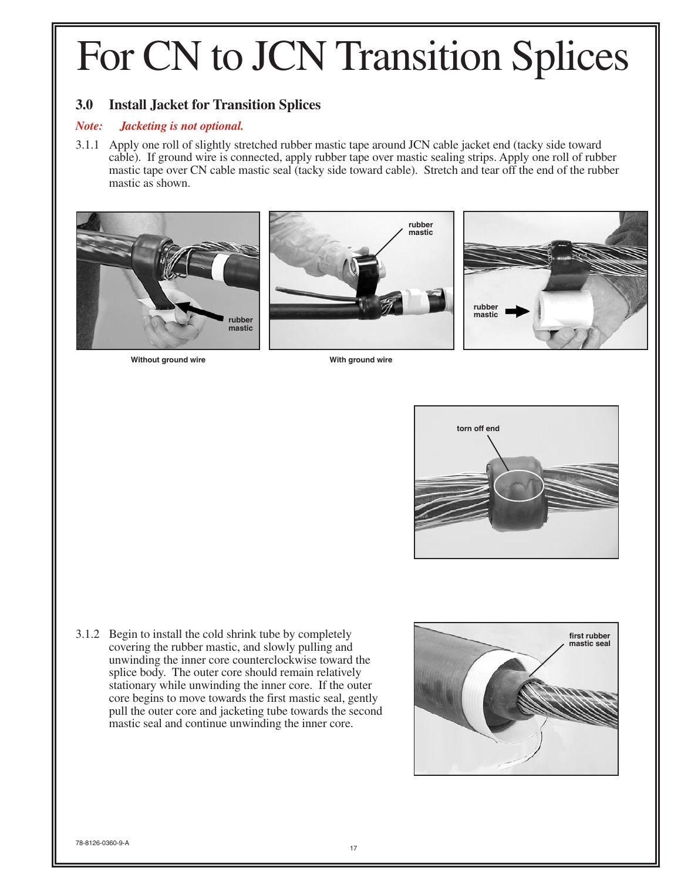# For CN to JCN Transition Splices

## 3.0 Install Jacket for Transition Splices

*Note: Jacketing is not optional.*

3.1.1 Apply one roll of slightly stretched rubber mastic tape around JCN cable jacket end (tacky side toward cable). If ground wire is connected, apply rubber tape over mastic sealing strips. Apply one roll of rubber mastic tape over CN cable mastic seal (tacky side toward cable). Stretch and tear off the end of the rubber mastic as shown.

rubber mastic

Without ground wire

rubber mastic

With ground wire

rubber mastic

torn off end

3.1.2 Begin to install the cold shrink tube by completely covering the rubber mastic, and slowly pulling and unwinding the inner core counterclockwise toward the splice body. The outer core should remain relatively stationary while unwinding the inner core. If the outer core begins to move towards the first mastic seal, gently pull the outer core and jacketing tube towards the second mastic seal and continue unwinding the inner core.

first rubber mastic seal

78-8126-0360-9-A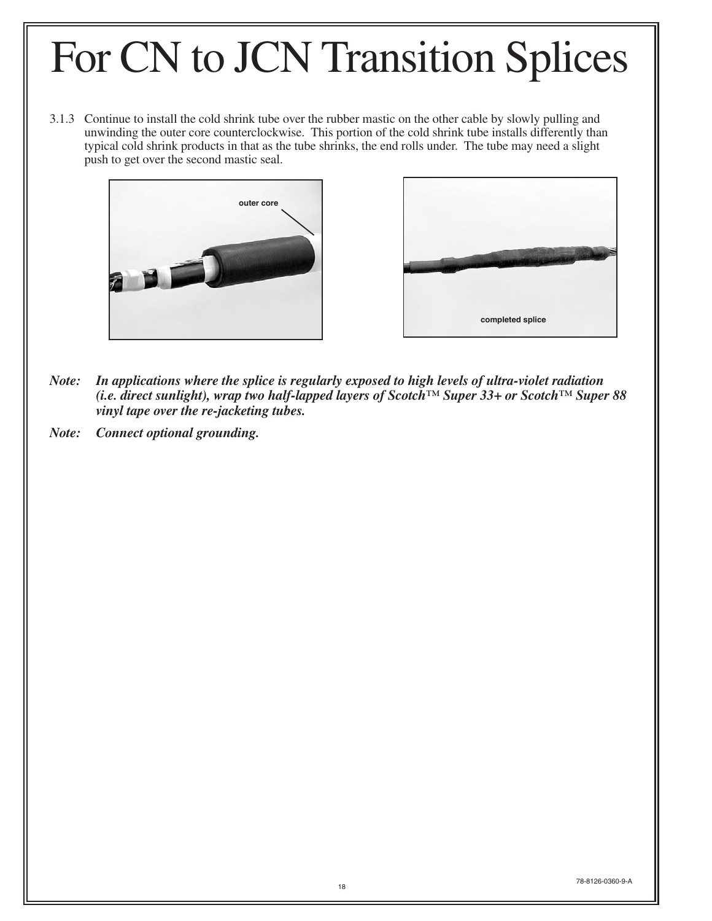# For CN to JCN Transition Splices

3.1.3 Continue to install the cold shrink tube over the rubber mastic on the other cable by slowly pulling and unwinding the outer core counterclockwise. This portion of the cold shrink tube installs differently than typical cold shrink products in that as the tube shrinks, the end rolls under. The tube may need a slight push to get over the second mastic seal.

outer core

completed splice

***Note:*** ***In applications where the splice is regularly exposed to high levels of ultra-violet radiation (i.e. direct sunlight), wrap two half-lapped layers of Scotch™ Super 33+ or Scotch™ Super 88 vinyl tape over the re-jacketing tubes.***

***Note:*** ***Connect optional grounding.***

78-8126-0360-9-A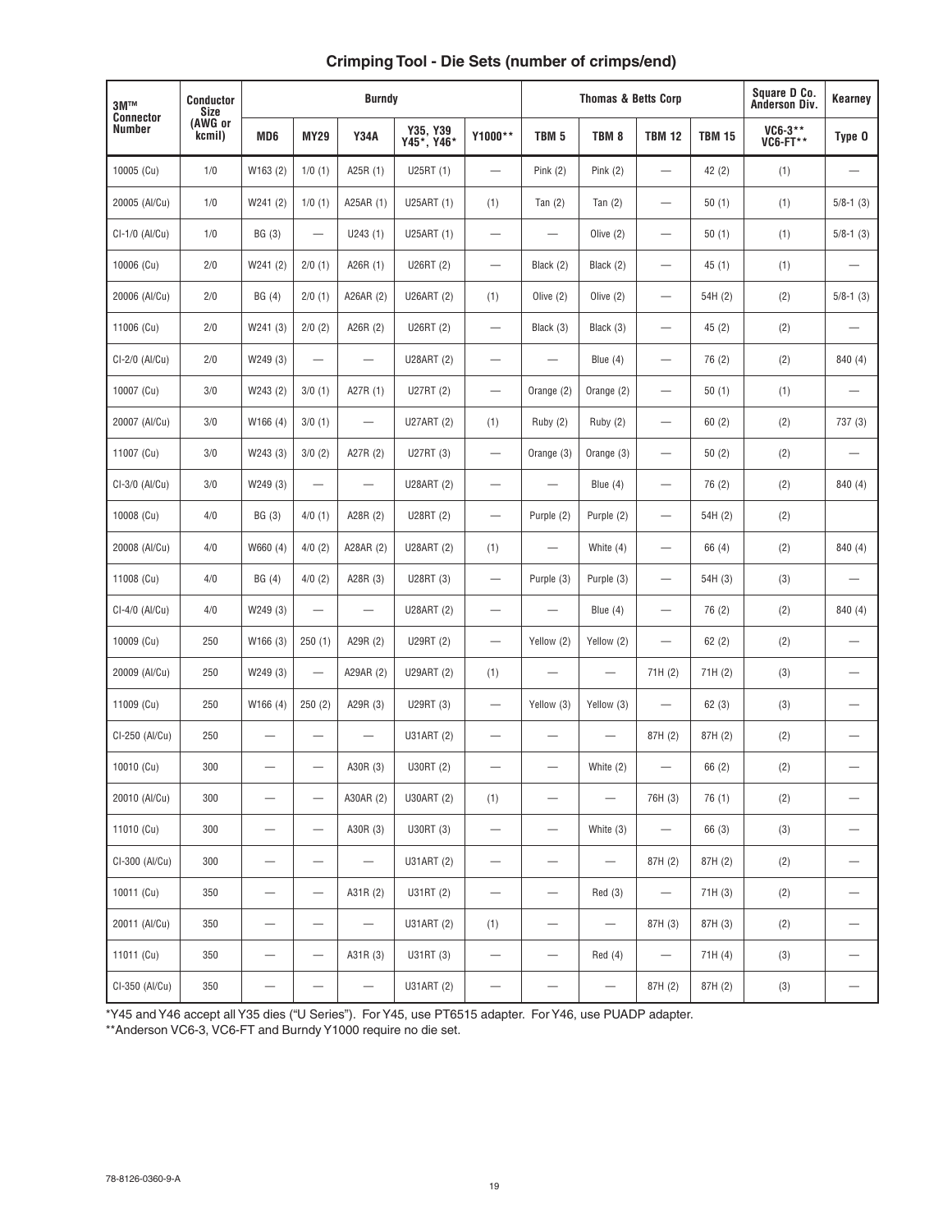## Crimping Tool - Die Sets (number of crimps/end)

| 3M™ Connector Number | Conductor Size (AWG or kcmil) | Burndy | | | | | Thomas & Betts Corp | | | | Square D Co. Anderson Div. | Kearney |
|---|---|---|---|---|---|---|---|---|---|---|---|---|
| | | MD6 | MY29 | Y34A | Y35, Y39 Y45*, Y46* | Y1000** | TBM 5 | TBM 8 | TBM 12 | TBM 15 | VC6-3** VC6-FT** | Type O |
| 10005 (Cu) | 1/0 | W163 (2) | 1/0 (1) | A25R (1) | U25RT (1) | — | Pink (2) | Pink (2) | — | 42 (2) | (1) | — |
| 20005 (Al/Cu) | 1/0 | W241 (2) | 1/0 (1) | A25AR (1) | U25ART (1) | (1) | Tan (2) | Tan (2) | — | 50 (1) | (1) | 5/8-1 (3) |
| CI-1/0 (Al/Cu) | 1/0 | BG (3) | — | U243 (1) | U25ART (1) | — | — | Olive (2) | — | 50 (1) | (1) | 5/8-1 (3) |
| 10006 (Cu) | 2/0 | W241 (2) | 2/0 (1) | A26R (1) | U26RT (2) | — | Black (2) | Black (2) | — | 45 (1) | (1) | — |
| 20006 (Al/Cu) | 2/0 | BG (4) | 2/0 (1) | A26AR (2) | U26ART (2) | (1) | Olive (2) | Olive (2) | — | 54H (2) | (2) | 5/8-1 (3) |
| 11006 (Cu) | 2/0 | W241 (3) | 2/0 (2) | A26R (2) | U26RT (2) | — | Black (3) | Black (3) | — | 45 (2) | (2) | — |
| CI-2/0 (Al/Cu) | 2/0 | W249 (3) | — | — | U28ART (2) | — | — | Blue (4) | — | 76 (2) | (2) | 840 (4) |
| 10007 (Cu) | 3/0 | W243 (2) | 3/0 (1) | A27R (1) | U27RT (2) | — | Orange (2) | Orange (2) | — | 50 (1) | (1) | — |
| 20007 (Al/Cu) | 3/0 | W166 (4) | 3/0 (1) | — | U27ART (2) | (1) | Ruby (2) | Ruby (2) | — | 60 (2) | (2) | 737 (3) |
| 11007 (Cu) | 3/0 | W243 (3) | 3/0 (2) | A27R (2) | U27RT (3) | — | Orange (3) | Orange (3) | — | 50 (2) | (2) | — |
| CI-3/0 (Al/Cu) | 3/0 | W249 (3) | — | — | U28ART (2) | — | — | Blue (4) | — | 76 (2) | (2) | 840 (4) |
| 10008 (Cu) | 4/0 | BG (3) | 4/0 (1) | A28R (2) | U28RT (2) | — | Purple (2) | Purple (2) | — | 54H (2) | (2) | |
| 20008 (Al/Cu) | 4/0 | W660 (4) | 4/0 (2) | A28AR (2) | U28ART (2) | (1) | — | White (4) | — | 66 (4) | (2) | 840 (4) |
| 11008 (Cu) | 4/0 | BG (4) | 4/0 (2) | A28R (3) | U28RT (3) | — | Purple (3) | Purple (3) | — | 54H (3) | (3) | — |
| CI-4/0 (Al/Cu) | 4/0 | W249 (3) | — | — | U28ART (2) | — | — | Blue (4) | — | 76 (2) | (2) | 840 (4) |
| 10009 (Cu) | 250 | W166 (3) | 250 (1) | A29R (2) | U29RT (2) | — | Yellow (2) | Yellow (2) | — | 62 (2) | (2) | — |
| 20009 (Al/Cu) | 250 | W249 (3) | — | A29AR (2) | U29ART (2) | (1) | — | — | 71H (2) | 71H (2) | (3) | — |
| 11009 (Cu) | 250 | W166 (4) | 250 (2) | A29R (3) | U29RT (3) | — | Yellow (3) | Yellow (3) | — | 62 (3) | (3) | — |
| CI-250 (Al/Cu) | 250 | — | — | — | U31ART (2) | — | — | — | 87H (2) | 87H (2) | (2) | — |
| 10010 (Cu) | 300 | — | — | A30R (3) | U30RT (2) | — | — | White (2) | — | 66 (2) | (2) | — |
| 20010 (Al/Cu) | 300 | — | — | A30AR (2) | U30ART (2) | (1) | — | — | 76H (3) | 76 (1) | (2) | — |
| 11010 (Cu) | 300 | — | — | A30R (3) | U30RT (3) | — | — | White (3) | — | 66 (3) | (3) | — |
| CI-300 (Al/Cu) | 300 | — | — | — | U31ART (2) | — | — | — | 87H (2) | 87H (2) | (2) | — |
| 10011 (Cu) | 350 | — | — | A31R (2) | U31RT (2) | — | — | Red (3) | — | 71H (3) | (2) | — |
| 20011 (Al/Cu) | 350 | — | — | — | U31ART (2) | (1) | — | — | 87H (3) | 87H (3) | (2) | — |
| 11011 (Cu) | 350 | — | — | A31R (3) | U31RT (3) | — | — | Red (4) | — | 71H (4) | (3) | — |
| CI-350 (Al/Cu) | 350 | — | — | — | U31ART (2) | — | — | — | 87H (2) | 87H (2) | (3) | — |

*Y45 and Y46 accept all Y35 dies ("U Series"). For Y45, use PT6515 adapter. For Y46, use PUADP adapter.

**Anderson VC6-3, VC6-FT and Burndy Y1000 require no die set.

78-8126-0360-9-A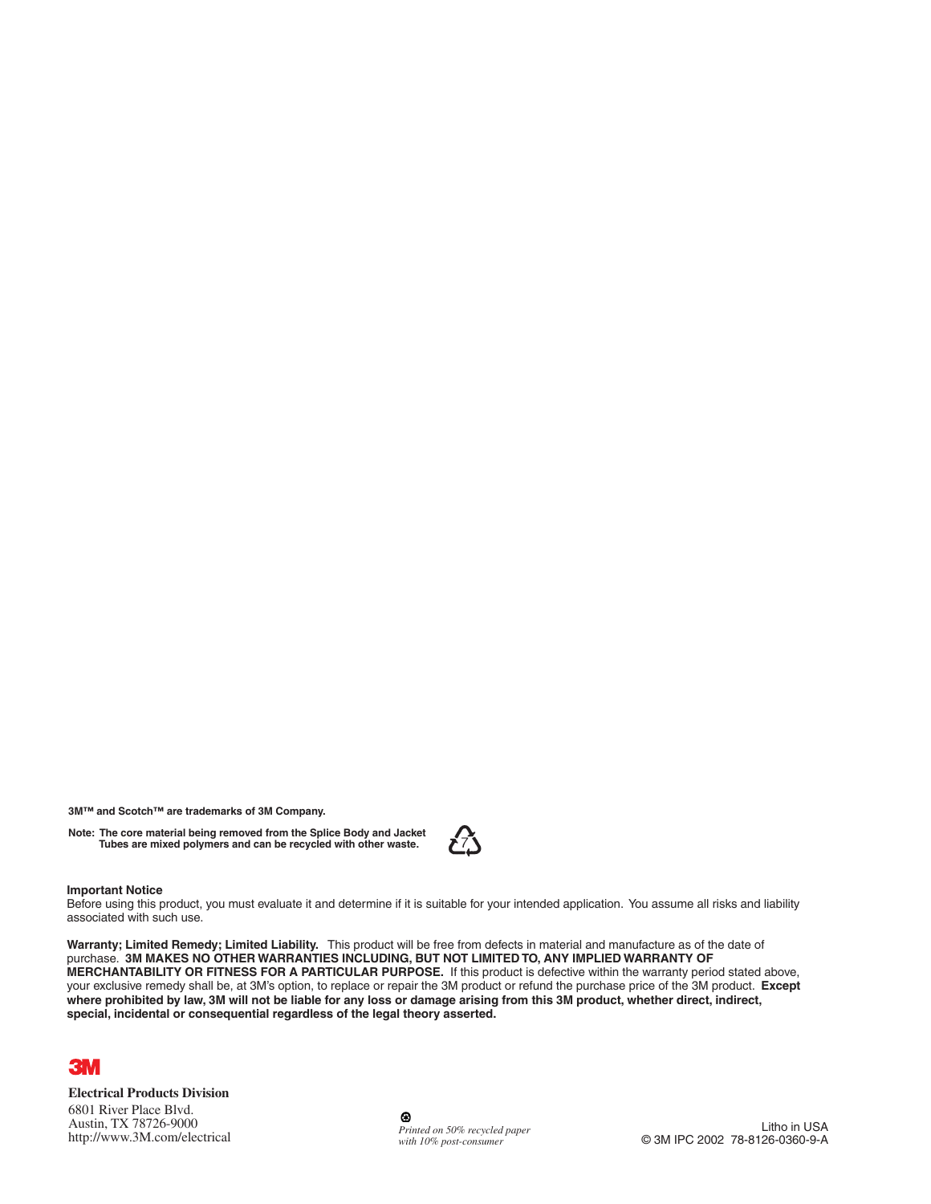**3M™ and Scotch™ are trademarks of 3M Company.**

**Note: The core material being removed from the Splice Body and Jacket Tubes are mixed polymers and can be recycled with other waste.**

7

**Important Notice**

Before using this product, you must evaluate it and determine if it is suitable for your intended application. You assume all risks and liability associated with such use.

**Warranty; Limited Remedy; Limited Liability.** This product will be free from defects in material and manufacture as of the date of purchase. **3M MAKES NO OTHER WARRANTIES INCLUDING, BUT NOT LIMITED TO, ANY IMPLIED WARRANTY OF MERCHANTABILITY OR FITNESS FOR A PARTICULAR PURPOSE.** If this product is defective within the warranty period stated above, your exclusive remedy shall be, at 3M's option, to replace or repair the 3M product or refund the purchase price of the 3M product. **Except where prohibited by law, 3M will not be liable for any loss or damage arising from this 3M product, whether direct, indirect, special, incidental or consequential regardless of the legal theory asserted.**

**3M**

**Electrical Products Division**
6801 River Place Blvd.
Austin, TX 78726-9000
http://www.3M.com/electrical

*Printed on 50% recycled paper with 10% post-consumer*

Litho in USA
© 3M IPC 2002 78-8126-0360-9-A